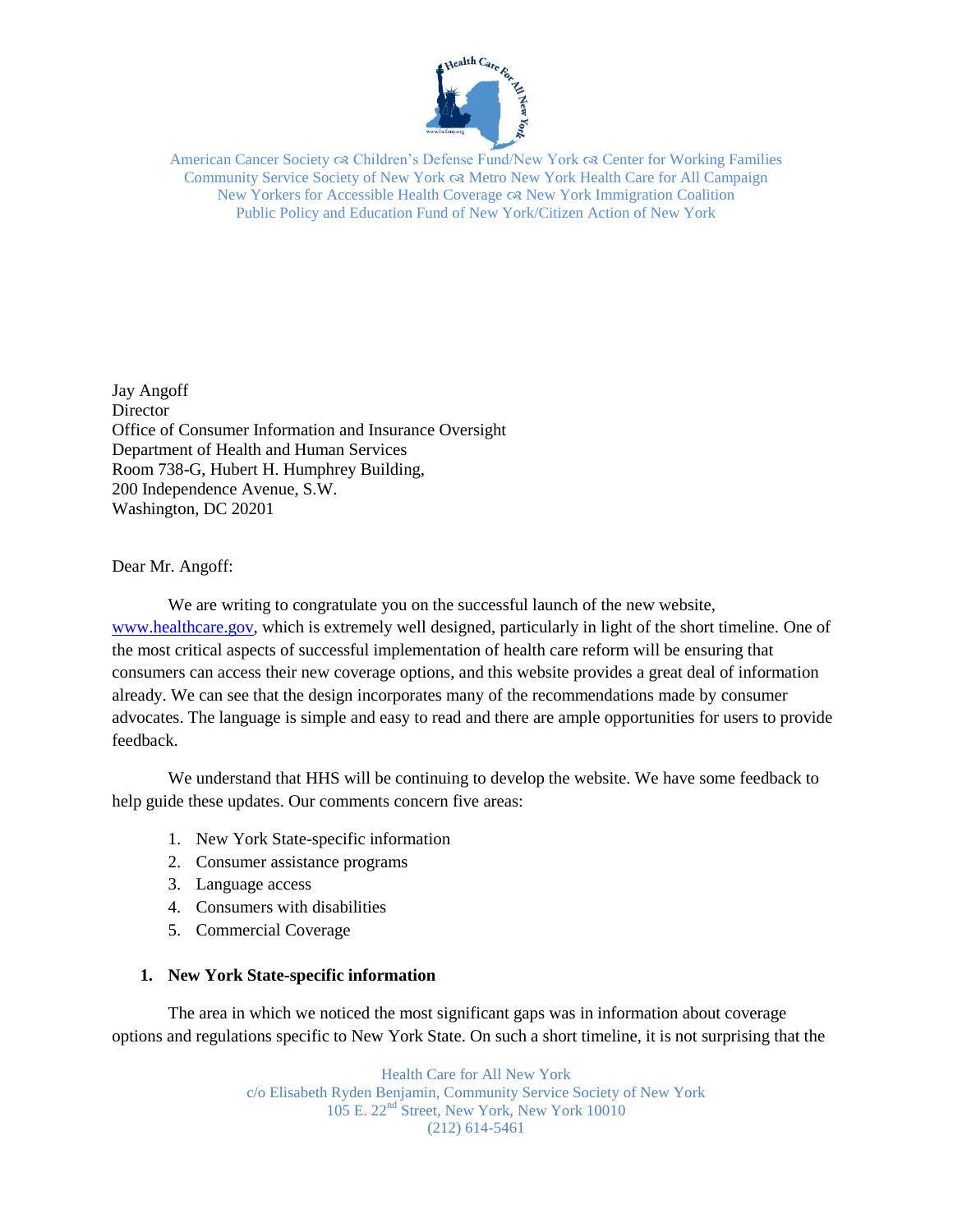American Cancer Society ☙ Children's Defense Fund/New York ☙ Center for Working Families
Community Service Society of New York ☙ Metro New York Health Care for All Campaign
New Yorkers for Accessible Health Coverage ☙ New York Immigration Coalition
Public Policy and Education Fund of New York/Citizen Action of New York

Jay Angoff
Director
Office of Consumer Information and Insurance Oversight
Department of Health and Human Services
Room 738-G, Hubert H. Humphrey Building,
200 Independence Avenue, S.W.
Washington, DC 20201

Dear Mr. Angoff:

We are writing to congratulate you on the successful launch of the new website, www.healthcare.gov, which is extremely well designed, particularly in light of the short timeline. One of the most critical aspects of successful implementation of health care reform will be ensuring that consumers can access their new coverage options, and this website provides a great deal of information already. We can see that the design incorporates many of the recommendations made by consumer advocates. The language is simple and easy to read and there are ample opportunities for users to provide feedback.

We understand that HHS will be continuing to develop the website. We have some feedback to help guide these updates. Our comments concern five areas:

1. New York State-specific information
2. Consumer assistance programs
3. Language access
4. Consumers with disabilities
5. Commercial Coverage

**1. New York State-specific information**

The area in which we noticed the most significant gaps was in information about coverage options and regulations specific to New York State. On such a short timeline, it is not surprising that the

Health Care for All New York
c/o Elisabeth Ryden Benjamin, Community Service Society of New York
105 E. 22nd Street, New York, New York 10010
(212) 614-5461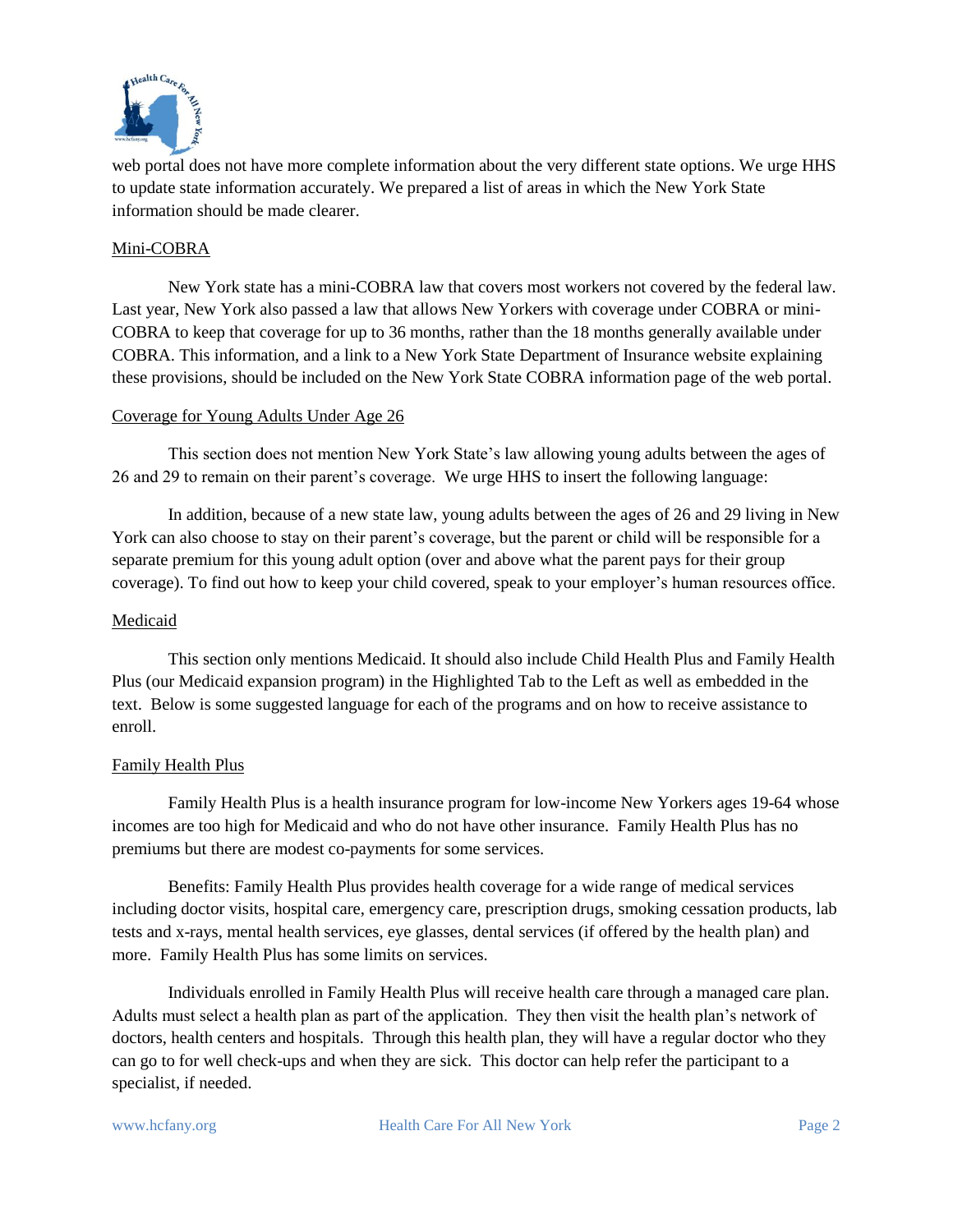web portal does not have more complete information about the very different state options. We urge HHS to update state information accurately. We prepared a list of areas in which the New York State information should be made clearer.

## Mini-COBRA

New York state has a mini-COBRA law that covers most workers not covered by the federal law. Last year, New York also passed a law that allows New Yorkers with coverage under COBRA or mini-COBRA to keep that coverage for up to 36 months, rather than the 18 months generally available under COBRA. This information, and a link to a New York State Department of Insurance website explaining these provisions, should be included on the New York State COBRA information page of the web portal.

## Coverage for Young Adults Under Age 26

This section does not mention New York State's law allowing young adults between the ages of 26 and 29 to remain on their parent's coverage. We urge HHS to insert the following language:

In addition, because of a new state law, young adults between the ages of 26 and 29 living in New York can also choose to stay on their parent's coverage, but the parent or child will be responsible for a separate premium for this young adult option (over and above what the parent pays for their group coverage). To find out how to keep your child covered, speak to your employer's human resources office.

## Medicaid

This section only mentions Medicaid. It should also include Child Health Plus and Family Health Plus (our Medicaid expansion program) in the Highlighted Tab to the Left as well as embedded in the text. Below is some suggested language for each of the programs and on how to receive assistance to enroll.

## Family Health Plus

Family Health Plus is a health insurance program for low-income New Yorkers ages 19-64 whose incomes are too high for Medicaid and who do not have other insurance. Family Health Plus has no premiums but there are modest co-payments for some services.

Benefits: Family Health Plus provides health coverage for a wide range of medical services including doctor visits, hospital care, emergency care, prescription drugs, smoking cessation products, lab tests and x-rays, mental health services, eye glasses, dental services (if offered by the health plan) and more. Family Health Plus has some limits on services.

Individuals enrolled in Family Health Plus will receive health care through a managed care plan. Adults must select a health plan as part of the application. They then visit the health plan's network of doctors, health centers and hospitals. Through this health plan, they will have a regular doctor who they can go to for well check-ups and when they are sick. This doctor can help refer the participant to a specialist, if needed.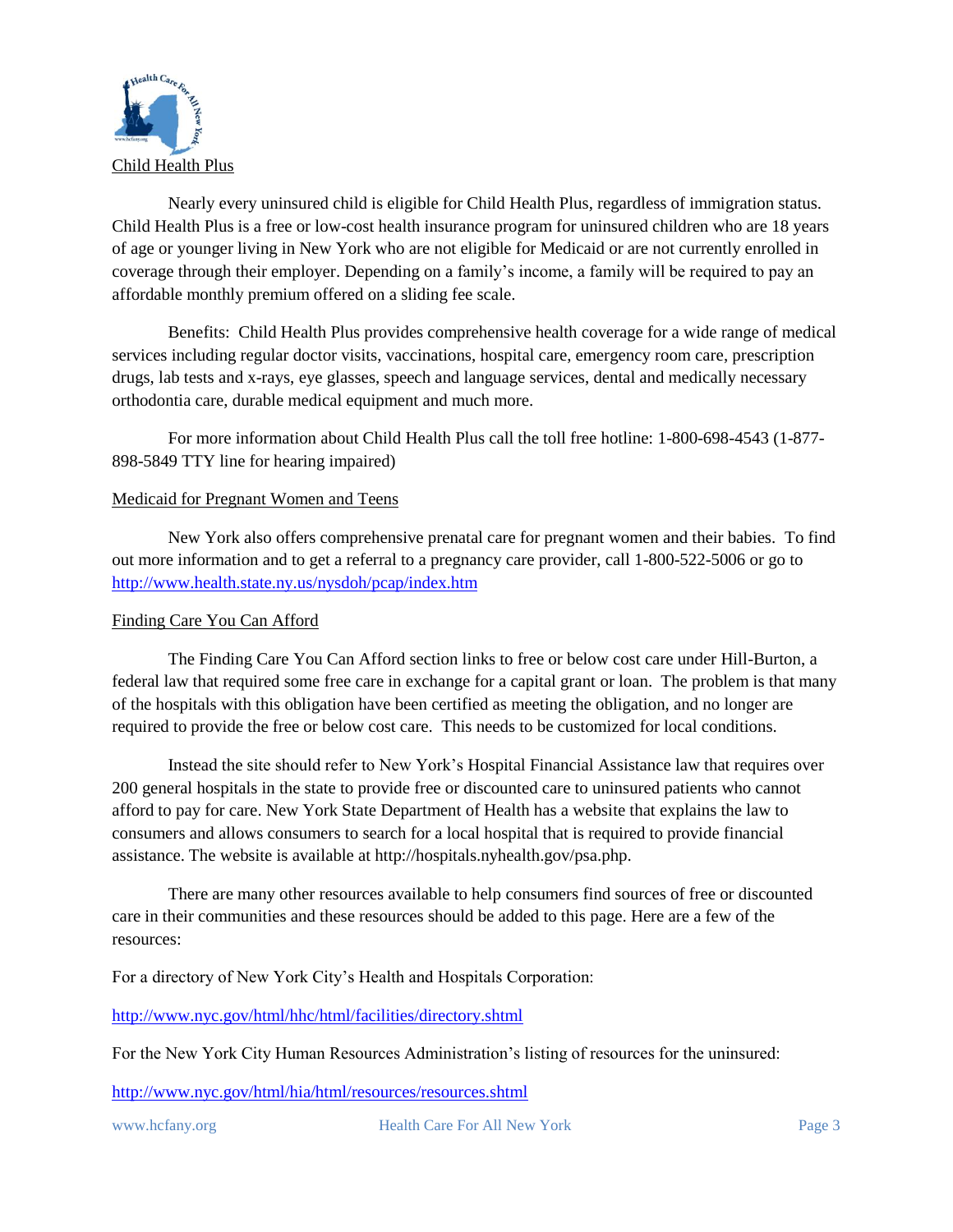## Child Health Plus

Nearly every uninsured child is eligible for Child Health Plus, regardless of immigration status. Child Health Plus is a free or low-cost health insurance program for uninsured children who are 18 years of age or younger living in New York who are not eligible for Medicaid or are not currently enrolled in coverage through their employer. Depending on a family's income, a family will be required to pay an affordable monthly premium offered on a sliding fee scale.

Benefits: Child Health Plus provides comprehensive health coverage for a wide range of medical services including regular doctor visits, vaccinations, hospital care, emergency room care, prescription drugs, lab tests and x-rays, eye glasses, speech and language services, dental and medically necessary orthodontia care, durable medical equipment and much more.

For more information about Child Health Plus call the toll free hotline: 1-800-698-4543 (1-877-898-5849 TTY line for hearing impaired)

## Medicaid for Pregnant Women and Teens

New York also offers comprehensive prenatal care for pregnant women and their babies. To find out more information and to get a referral to a pregnancy care provider, call 1-800-522-5006 or go to http://www.health.state.ny.us/nysdoh/pcap/index.htm

## Finding Care You Can Afford

The Finding Care You Can Afford section links to free or below cost care under Hill-Burton, a federal law that required some free care in exchange for a capital grant or loan. The problem is that many of the hospitals with this obligation have been certified as meeting the obligation, and no longer are required to provide the free or below cost care. This needs to be customized for local conditions.

Instead the site should refer to New York's Hospital Financial Assistance law that requires over 200 general hospitals in the state to provide free or discounted care to uninsured patients who cannot afford to pay for care. New York State Department of Health has a website that explains the law to consumers and allows consumers to search for a local hospital that is required to provide financial assistance. The website is available at http://hospitals.nyhealth.gov/psa.php.

There are many other resources available to help consumers find sources of free or discounted care in their communities and these resources should be added to this page. Here are a few of the resources:

For a directory of New York City's Health and Hospitals Corporation:

http://www.nyc.gov/html/hhc/html/facilities/directory.shtml

For the New York City Human Resources Administration's listing of resources for the uninsured:

http://www.nyc.gov/html/hia/html/resources/resources.shtml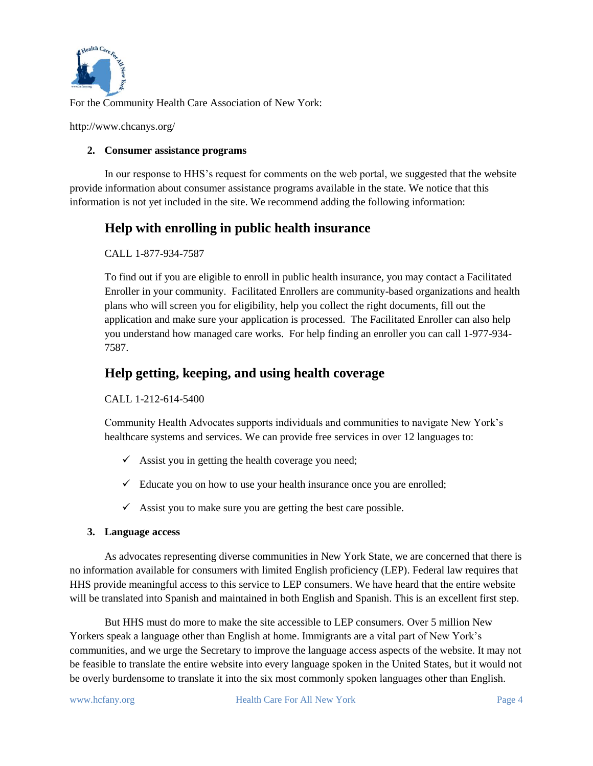For the Community Health Care Association of New York:

http://www.chcanys.org/

**2. Consumer assistance programs**

In our response to HHS's request for comments on the web portal, we suggested that the website provide information about consumer assistance programs available in the state. We notice that this information is not yet included in the site. We recommend adding the following information:

## Help with enrolling in public health insurance

CALL 1-877-934-7587

To find out if you are eligible to enroll in public health insurance, you may contact a Facilitated Enroller in your community. Facilitated Enrollers are community-based organizations and health plans who will screen you for eligibility, help you collect the right documents, fill out the application and make sure your application is processed. The Facilitated Enroller can also help you understand how managed care works. For help finding an enroller you can call 1-977-934-7587.

## Help getting, keeping, and using health coverage

CALL 1-212-614-5400

Community Health Advocates supports individuals and communities to navigate New York's healthcare systems and services. We can provide free services in over 12 languages to:

- ✓ Assist you in getting the health coverage you need;
- ✓ Educate you on how to use your health insurance once you are enrolled;
- ✓ Assist you to make sure you are getting the best care possible.

**3. Language access**

As advocates representing diverse communities in New York State, we are concerned that there is no information available for consumers with limited English proficiency (LEP). Federal law requires that HHS provide meaningful access to this service to LEP consumers. We have heard that the entire website will be translated into Spanish and maintained in both English and Spanish. This is an excellent first step.

But HHS must do more to make the site accessible to LEP consumers. Over 5 million New Yorkers speak a language other than English at home. Immigrants are a vital part of New York's communities, and we urge the Secretary to improve the language access aspects of the website. It may not be feasible to translate the entire website into every language spoken in the United States, but it would not be overly burdensome to translate it into the six most commonly spoken languages other than English.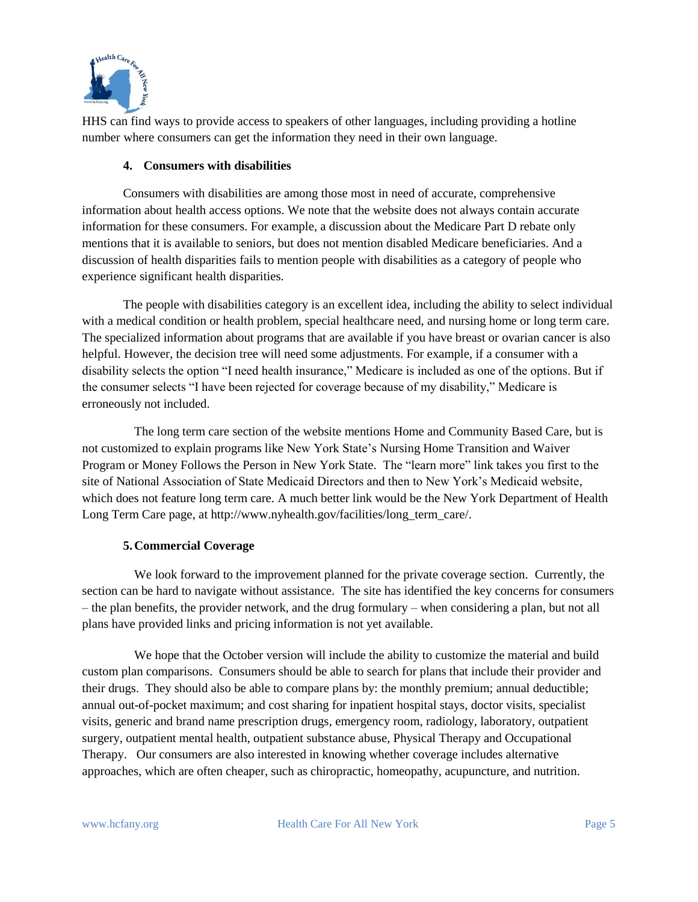HHS can find ways to provide access to speakers of other languages, including providing a hotline number where consumers can get the information they need in their own language.

### 4. Consumers with disabilities

Consumers with disabilities are among those most in need of accurate, comprehensive information about health access options. We note that the website does not always contain accurate information for these consumers. For example, a discussion about the Medicare Part D rebate only mentions that it is available to seniors, but does not mention disabled Medicare beneficiaries. And a discussion of health disparities fails to mention people with disabilities as a category of people who experience significant health disparities.

The people with disabilities category is an excellent idea, including the ability to select individual with a medical condition or health problem, special healthcare need, and nursing home or long term care. The specialized information about programs that are available if you have breast or ovarian cancer is also helpful. However, the decision tree will need some adjustments. For example, if a consumer with a disability selects the option "I need health insurance," Medicare is included as one of the options. But if the consumer selects "I have been rejected for coverage because of my disability," Medicare is erroneously not included.

The long term care section of the website mentions Home and Community Based Care, but is not customized to explain programs like New York State's Nursing Home Transition and Waiver Program or Money Follows the Person in New York State. The "learn more" link takes you first to the site of National Association of State Medicaid Directors and then to New York's Medicaid website, which does not feature long term care. A much better link would be the New York Department of Health Long Term Care page, at http://www.nyhealth.gov/facilities/long_term_care/.

### 5. Commercial Coverage

We look forward to the improvement planned for the private coverage section. Currently, the section can be hard to navigate without assistance. The site has identified the key concerns for consumers – the plan benefits, the provider network, and the drug formulary – when considering a plan, but not all plans have provided links and pricing information is not yet available.

We hope that the October version will include the ability to customize the material and build custom plan comparisons. Consumers should be able to search for plans that include their provider and their drugs. They should also be able to compare plans by: the monthly premium; annual deductible; annual out-of-pocket maximum; and cost sharing for inpatient hospital stays, doctor visits, specialist visits, generic and brand name prescription drugs, emergency room, radiology, laboratory, outpatient surgery, outpatient mental health, outpatient substance abuse, Physical Therapy and Occupational Therapy. Our consumers are also interested in knowing whether coverage includes alternative approaches, which are often cheaper, such as chiropractic, homeopathy, acupuncture, and nutrition.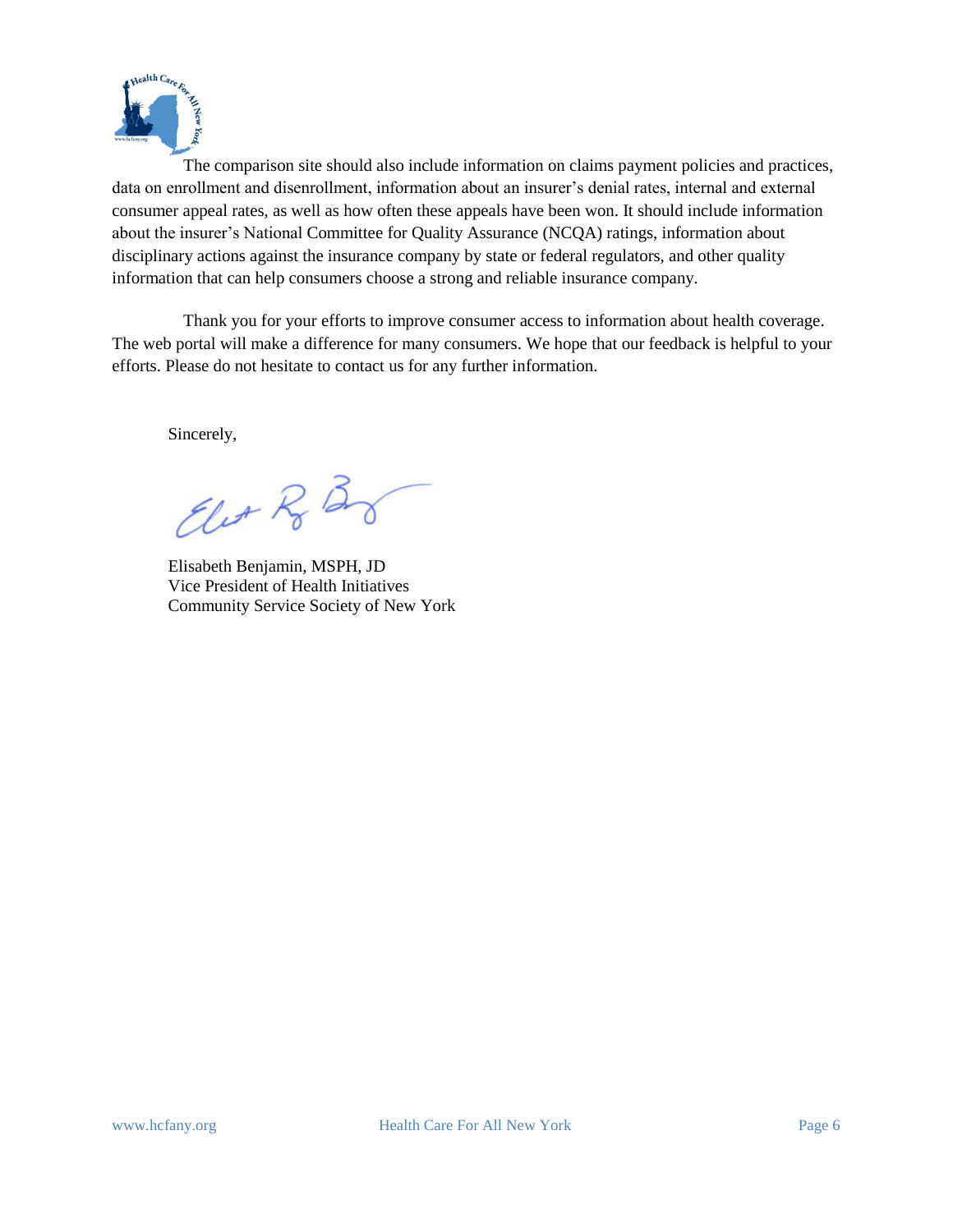The comparison site should also include information on claims payment policies and practices, data on enrollment and disenrollment, information about an insurer's denial rates, internal and external consumer appeal rates, as well as how often these appeals have been won. It should include information about the insurer's National Committee for Quality Assurance (NCQA) ratings, information about disciplinary actions against the insurance company by state or federal regulators, and other quality information that can help consumers choose a strong and reliable insurance company.

Thank you for your efforts to improve consumer access to information about health coverage. The web portal will make a difference for many consumers. We hope that our feedback is helpful to your efforts. Please do not hesitate to contact us for any further information.

Sincerely,

Elisabeth Benjamin, MSPH, JD
Vice President of Health Initiatives
Community Service Society of New York